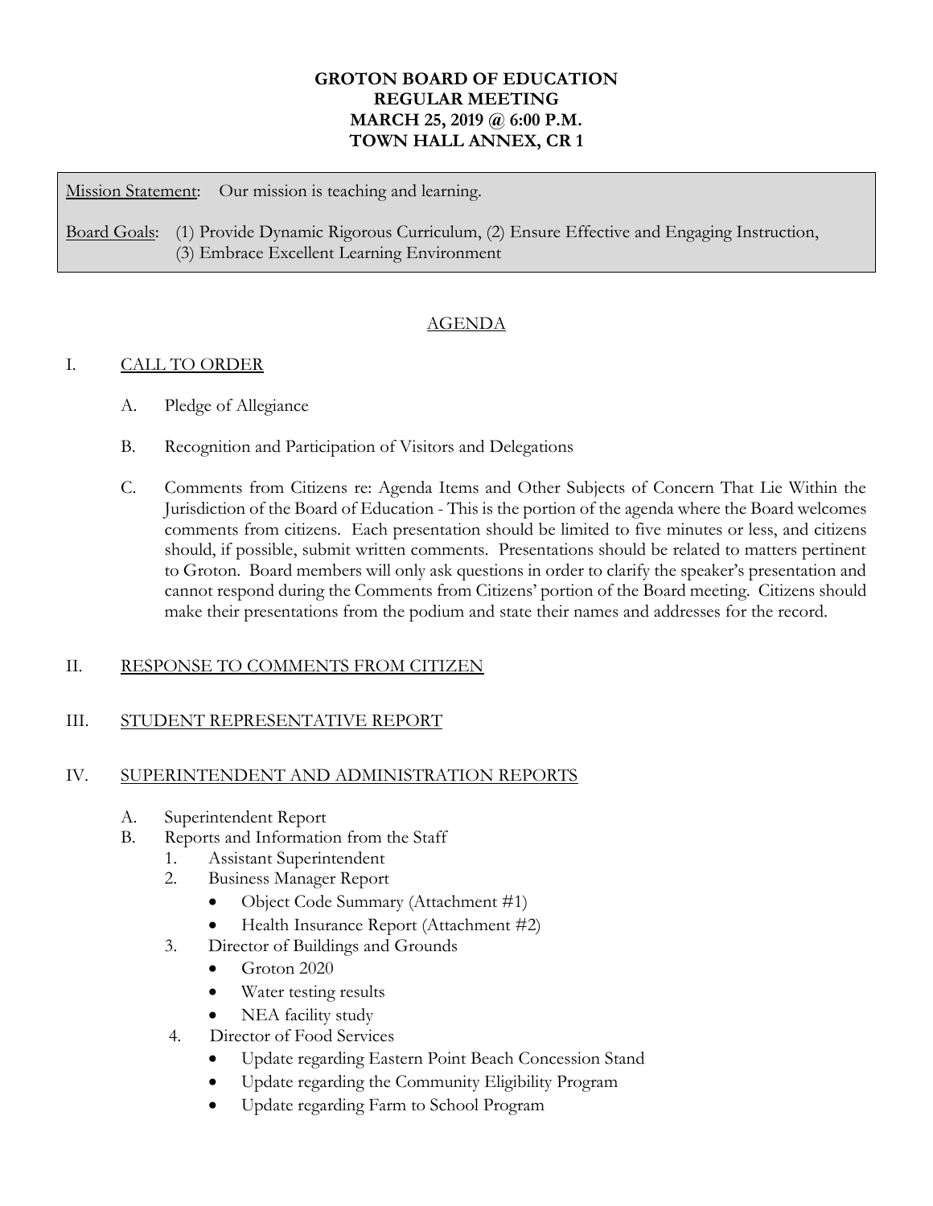**GROTON BOARD OF EDUCATION**
**REGULAR MEETING**
**MARCH 25, 2019 @ 6:00 P.M.**
**TOWN HALL ANNEX, CR 1**

Mission Statement: Our mission is teaching and learning.

Board Goals: (1) Provide Dynamic Rigorous Curriculum, (2) Ensure Effective and Engaging Instruction, (3) Embrace Excellent Learning Environment

## AGENDA

I. CALL TO ORDER

A. Pledge of Allegiance

B. Recognition and Participation of Visitors and Delegations

C. Comments from Citizens re: Agenda Items and Other Subjects of Concern That Lie Within the Jurisdiction of the Board of Education - This is the portion of the agenda where the Board welcomes comments from citizens. Each presentation should be limited to five minutes or less, and citizens should, if possible, submit written comments. Presentations should be related to matters pertinent to Groton. Board members will only ask questions in order to clarify the speaker's presentation and cannot respond during the Comments from Citizens' portion of the Board meeting. Citizens should make their presentations from the podium and state their names and addresses for the record.

II. RESPONSE TO COMMENTS FROM CITIZEN

III. STUDENT REPRESENTATIVE REPORT

IV. SUPERINTENDENT AND ADMINISTRATION REPORTS

A. Superintendent Report

B. Reports and Information from the Staff

1. Assistant Superintendent
2. Business Manager Report
    - Object Code Summary (Attachment #1)
    - Health Insurance Report (Attachment #2)
3. Director of Buildings and Grounds
    - Groton 2020
    - Water testing results
    - NEA facility study
4. Director of Food Services
    - Update regarding Eastern Point Beach Concession Stand
    - Update regarding the Community Eligibility Program
    - Update regarding Farm to School Program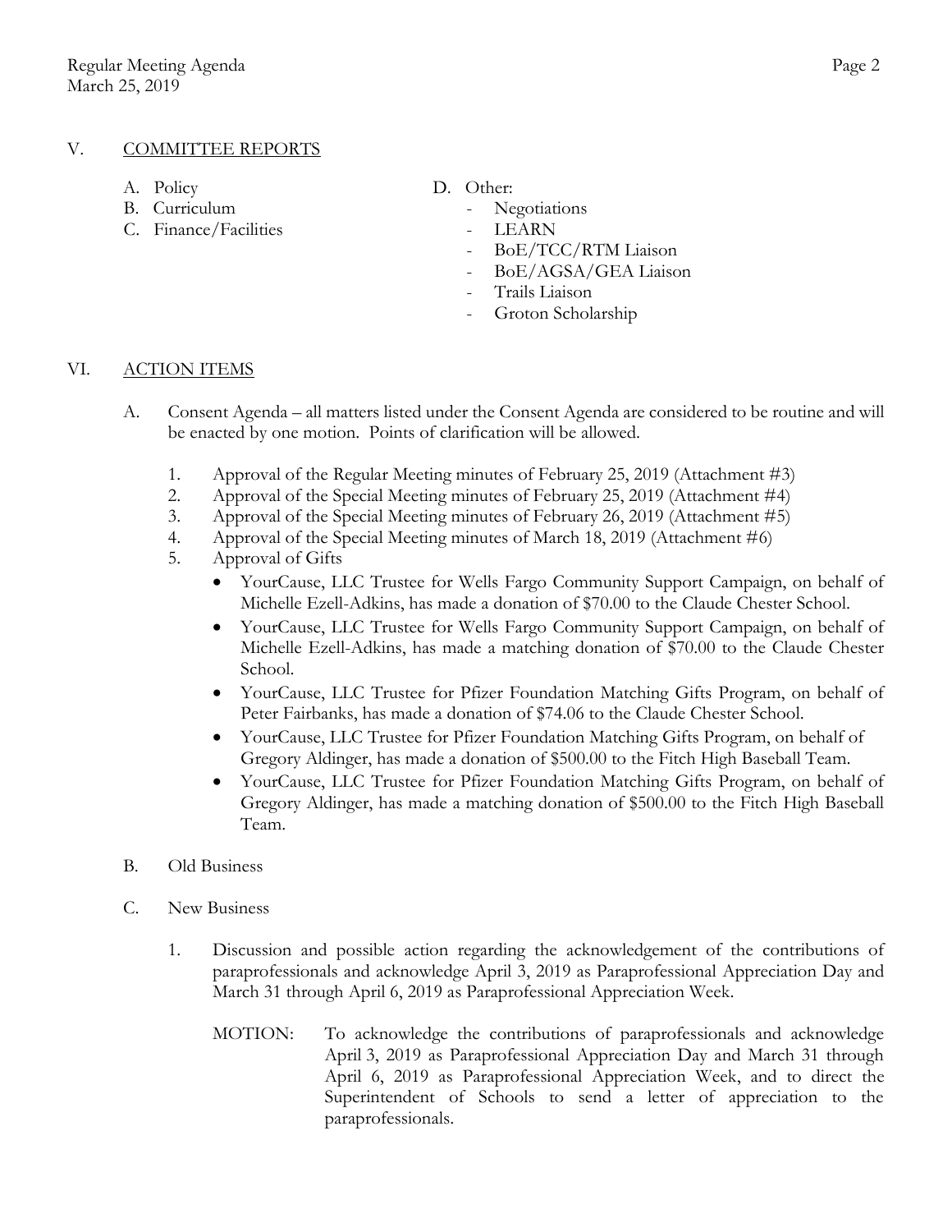## V. COMMITTEE REPORTS

A. Policy
B. Curriculum
C. Finance/Facilities
D. Other:
- Negotiations
- LEARN
- BoE/TCC/RTM Liaison
- BoE/AGSA/GEA Liaison
- Trails Liaison
- Groton Scholarship

## VI. ACTION ITEMS

A. Consent Agenda – all matters listed under the Consent Agenda are considered to be routine and will be enacted by one motion. Points of clarification will be allowed.

1. Approval of the Regular Meeting minutes of February 25, 2019 (Attachment #3)
2. Approval of the Special Meeting minutes of February 25, 2019 (Attachment #4)
3. Approval of the Special Meeting minutes of February 26, 2019 (Attachment #5)
4. Approval of the Special Meeting minutes of March 18, 2019 (Attachment #6)
5. Approval of Gifts
   - YourCause, LLC Trustee for Wells Fargo Community Support Campaign, on behalf of Michelle Ezell-Adkins, has made a donation of $70.00 to the Claude Chester School.
   - YourCause, LLC Trustee for Wells Fargo Community Support Campaign, on behalf of Michelle Ezell-Adkins, has made a matching donation of $70.00 to the Claude Chester School.
   - YourCause, LLC Trustee for Pfizer Foundation Matching Gifts Program, on behalf of Peter Fairbanks, has made a donation of $74.06 to the Claude Chester School.
   - YourCause, LLC Trustee for Pfizer Foundation Matching Gifts Program, on behalf of Gregory Aldinger, has made a donation of $500.00 to the Fitch High Baseball Team.
   - YourCause, LLC Trustee for Pfizer Foundation Matching Gifts Program, on behalf of Gregory Aldinger, has made a matching donation of $500.00 to the Fitch High Baseball Team.

B. Old Business

C. New Business

1. Discussion and possible action regarding the acknowledgement of the contributions of paraprofessionals and acknowledge April 3, 2019 as Paraprofessional Appreciation Day and March 31 through April 6, 2019 as Paraprofessional Appreciation Week.

   MOTION: To acknowledge the contributions of paraprofessionals and acknowledge April 3, 2019 as Paraprofessional Appreciation Day and March 31 through April 6, 2019 as Paraprofessional Appreciation Week, and to direct the Superintendent of Schools to send a letter of appreciation to the paraprofessionals.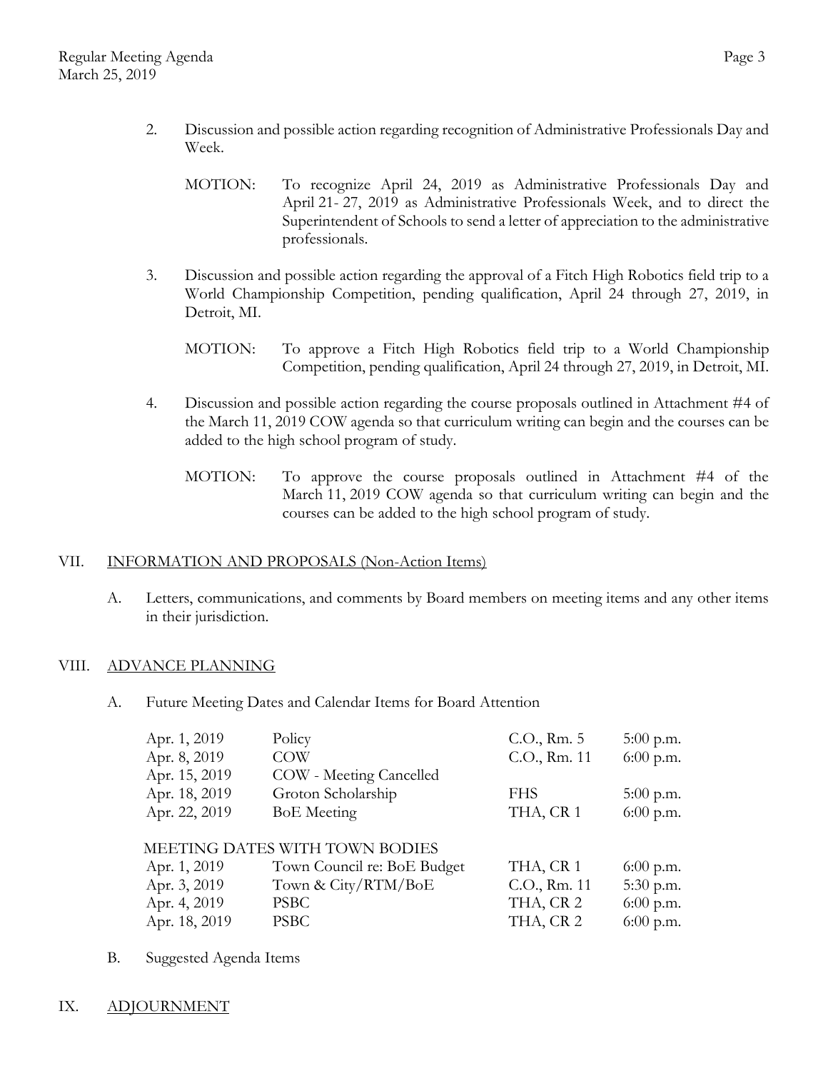2. Discussion and possible action regarding recognition of Administrative Professionals Day and Week.

   MOTION: To recognize April 24, 2019 as Administrative Professionals Day and April 21- 27, 2019 as Administrative Professionals Week, and to direct the Superintendent of Schools to send a letter of appreciation to the administrative professionals.

3. Discussion and possible action regarding the approval of a Fitch High Robotics field trip to a World Championship Competition, pending qualification, April 24 through 27, 2019, in Detroit, MI.

   MOTION: To approve a Fitch High Robotics field trip to a World Championship Competition, pending qualification, April 24 through 27, 2019, in Detroit, MI.

4. Discussion and possible action regarding the course proposals outlined in Attachment #4 of the March 11, 2019 COW agenda so that curriculum writing can begin and the courses can be added to the high school program of study.

   MOTION: To approve the course proposals outlined in Attachment #4 of the March 11, 2019 COW agenda so that curriculum writing can begin and the courses can be added to the high school program of study.

## VII. INFORMATION AND PROPOSALS (Non-Action Items)

A. Letters, communications, and comments by Board members on meeting items and any other items in their jurisdiction.

## VIII. ADVANCE PLANNING

A. Future Meeting Dates and Calendar Items for Board Attention

| | | | |
|---|---|---|---|
| Apr. 1, 2019 | Policy | C.O., Rm. 5 | 5:00 p.m. |
| Apr. 8, 2019 | COW | C.O., Rm. 11 | 6:00 p.m. |
| Apr. 15, 2019 | COW - Meeting Cancelled | | |
| Apr. 18, 2019 | Groton Scholarship | FHS | 5:00 p.m. |
| Apr. 22, 2019 | BoE Meeting | THA, CR 1 | 6:00 p.m. |

MEETING DATES WITH TOWN BODIES

| | | | |
|---|---|---|---|
| Apr. 1, 2019 | Town Council re: BoE Budget | THA, CR 1 | 6:00 p.m. |
| Apr. 3, 2019 | Town & City/RTM/BoE | C.O., Rm. 11 | 5:30 p.m. |
| Apr. 4, 2019 | PSBC | THA, CR 2 | 6:00 p.m. |
| Apr. 18, 2019 | PSBC | THA, CR 2 | 6:00 p.m. |

B. Suggested Agenda Items

## IX. ADJOURNMENT